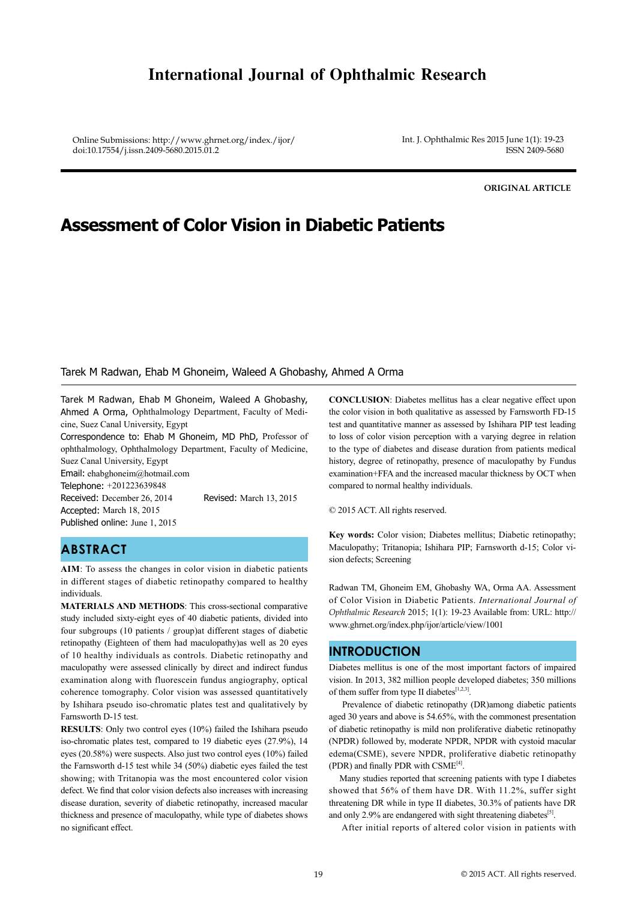# International Journal of Ophthalmic Research

Online Submissions: http://www.ghrnet.org/index./ijor/
doi:10.17554/j.issn.2409-5680.2015.01.2

Int. J. Ophthalmic Res 2015 June 1(1): 19-23
ISSN 2409-5680

**ORIGINAL ARTICLE**

# Assessment of Color Vision in Diabetic Patients

Tarek M Radwan, Ehab M Ghoneim, Waleed A Ghobashy, Ahmed A Orma

Tarek M Radwan, Ehab M Ghoneim, Waleed A Ghobashy, Ahmed A Orma, Ophthalmology Department, Faculty of Medicine, Suez Canal University, Egypt

Correspondence to: Ehab M Ghoneim, MD PhD, Professor of ophthalmology, Ophthalmology Department, Faculty of Medicine, Suez Canal University, Egypt

Email: ehabghoneim@hotmail.com

Telephone: +201223639848

Received: December 26, 2014 Revised: March 13, 2015

Accepted: March 18, 2015

Published online: June 1, 2015

## ABSTRACT

**AIM**: To assess the changes in color vision in diabetic patients in different stages of diabetic retinopathy compared to healthy individuals.

**MATERIALS AND METHODS**: This cross-sectional comparative study included sixty-eight eyes of 40 diabetic patients, divided into four subgroups (10 patients / group)at different stages of diabetic retinopathy (Eighteen of them had maculopathy)as well as 20 eyes of 10 healthy individuals as controls. Diabetic retinopathy and maculopathy were assessed clinically by direct and indirect fundus examination along with fluorescein fundus angiography, optical coherence tomography. Color vision was assessed quantitatively by Ishihara pseudo iso-chromatic plates test and qualitatively by Farnsworth D-15 test.

**RESULTS**: Only two control eyes (10%) failed the Ishihara pseudo iso-chromatic plates test, compared to 19 diabetic eyes (27.9%), 14 eyes (20.58%) were suspects. Also just two control eyes (10%) failed the Farnsworth d-15 test while 34 (50%) diabetic eyes failed the test showing; with Tritanopia was the most encountered color vision defect. We find that color vision defects also increases with increasing disease duration, severity of diabetic retinopathy, increased macular thickness and presence of maculopathy, while type of diabetes shows no significant effect.

**CONCLUSION**: Diabetes mellitus has a clear negative effect upon the color vision in both qualitative as assessed by Farnsworth FD-15 test and quantitative manner as assessed by Ishihara PIP test leading to loss of color vision perception with a varying degree in relation to the type of diabetes and disease duration from patients medical history, degree of retinopathy, presence of maculopathy by Fundus examination+FFA and the increased macular thickness by OCT when compared to normal healthy individuals.

© 2015 ACT. All rights reserved.

**Key words:** Color vision; Diabetes mellitus; Diabetic retinopathy; Maculopathy; Tritanopia; Ishihara PIP; Farnsworth d-15; Color vision defects; Screening

Radwan TM, Ghoneim EM, Ghobashy WA, Orma AA. Assessment of Color Vision in Diabetic Patients. *International Journal of Ophthalmic Research* 2015; 1(1): 19-23 Available from: URL: http://www.ghrnet.org/index.php/ijor/article/view/1001

## INTRODUCTION

Diabetes mellitus is one of the most important factors of impaired vision. In 2013, 382 million people developed diabetes; 350 millions of them suffer from type II diabetes[1,2,3].

Prevalence of diabetic retinopathy (DR)among diabetic patients aged 30 years and above is 54.65%, with the commonest presentation of diabetic retinopathy is mild non proliferative diabetic retinopathy (NPDR) followed by, moderate NPDR, NPDR with cystoid macular edema(CSME), severe NPDR, proliferative diabetic retinopathy (PDR) and finally PDR with CSME[4].

Many studies reported that screening patients with type I diabetes showed that 56% of them have DR. With 11.2%, suffer sight threatening DR while in type II diabetes, 30.3% of patients have DR and only 2.9% are endangered with sight threatening diabetes[5].

After initial reports of altered color vision in patients with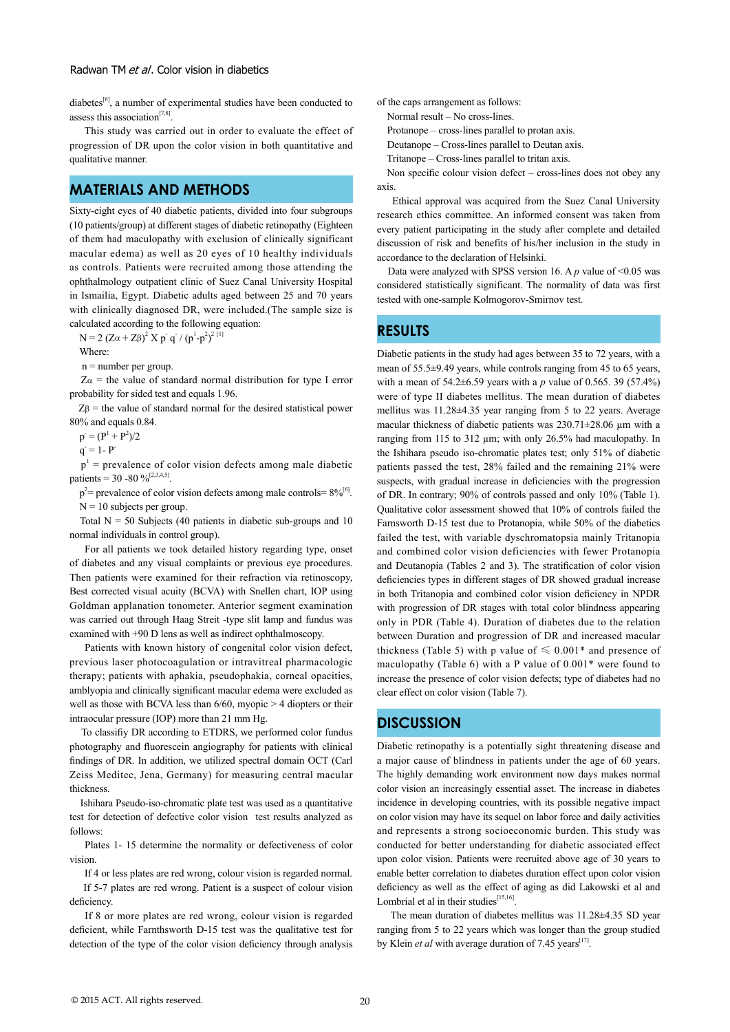diabetes[6], a number of experimental studies have been conducted to assess this association[7,8].

This study was carried out in order to evaluate the effect of progression of DR upon the color vision in both quantitative and qualitative manner.

## MATERIALS AND METHODS

Sixty-eight eyes of 40 diabetic patients, divided into four subgroups (10 patients/group) at different stages of diabetic retinopathy (Eighteen of them had maculopathy with exclusion of clinically significant macular edema) as well as 20 eyes of 10 healthy individuals as controls. Patients were recruited among those attending the ophthalmology outpatient clinic of Suez Canal University Hospital in Ismailia, Egypt. Diabetic adults aged between 25 and 70 years with clinically diagnosed DR, were included.(The sample size is calculated according to the following equation:

$N = 2 (Z\alpha + Z\beta)^2 \times p^{\cdot} q^{\cdot} / (p^1 - p^2)^2$ [1]

Where:

n = number per group.

$Z\alpha$ = the value of standard normal distribution for type I error probability for sided test and equals 1.96.

$Z\beta$ = the value of standard normal for the desired statistical power 80% and equals 0.84.

$p^{\cdot} = (P^1 + P^2)/2$

$q^{\cdot} = 1 - P^{\cdot}$

$p^1$ = prevalence of color vision defects among male diabetic patients = 30 -80 %[2,3,4,5].

$p^2$= prevalence of color vision defects among male controls= 8%[6].

N = 10 subjects per group.

Total N = 50 Subjects (40 patients in diabetic sub-groups and 10 normal individuals in control group).

For all patients we took detailed history regarding type, onset of diabetes and any visual complaints or previous eye procedures. Then patients were examined for their refraction via retinoscopy, Best corrected visual acuity (BCVA) with Snellen chart, IOP using Goldman applanation tonometer. Anterior segment examination was carried out through Haag Streit -type slit lamp and fundus was examined with +90 D lens as well as indirect ophthalmoscopy.

Patients with known history of congenital color vision defect, previous laser photocoagulation or intravitreal pharmacologic therapy; patients with aphakia, pseudophakia, corneal opacities, amblyopia and clinically significant macular edema were excluded as well as those with BCVA less than 6/60, myopic > 4 diopters or their intraocular pressure (IOP) more than 21 mm Hg.

To classifiy DR according to ETDRS, we performed color fundus photography and fluorescein angiography for patients with clinical findings of DR. In addition, we utilized spectral domain OCT (Carl Zeiss Meditec, Jena, Germany) for measuring central macular thickness.

Ishihara Pseudo-iso-chromatic plate test was used as a quantitative test for detection of defective color vision test results analyzed as follows:

Plates 1- 15 determine the normality or defectiveness of color vision.

If 4 or less plates are red wrong, colour vision is regarded normal.

If 5-7 plates are red wrong. Patient is a suspect of colour vision deficiency.

If 8 or more plates are red wrong, colour vision is regarded deficient, while Farnthsworth D-15 test was the qualitative test for detection of the type of the color vision deficiency through analysis of the caps arrangement as follows:

Normal result – No cross-lines.

Protanope – cross-lines parallel to protan axis.

Deutanope – Cross-lines parallel to Deutan axis.

Tritanope – Cross-lines parallel to tritan axis.

Non specific colour vision defect – cross-lines does not obey any axis.

Ethical approval was acquired from the Suez Canal University research ethics committee. An informed consent was taken from every patient participating in the study after complete and detailed discussion of risk and benefits of his/her inclusion in the study in accordance to the declaration of Helsinki.

Data were analyzed with SPSS version 16. A *p* value of <0.05 was considered statistically significant. The normality of data was first tested with one-sample Kolmogorov-Smirnov test.

## RESULTS

Diabetic patients in the study had ages between 35 to 72 years, with a mean of 55.5±9.49 years, while controls ranging from 45 to 65 years, with a mean of 54.2±6.59 years with a *p* value of 0.565. 39 (57.4%) were of type II diabetes mellitus. The mean duration of diabetes mellitus was 11.28±4.35 year ranging from 5 to 22 years. Average macular thickness of diabetic patients was 230.71±28.06 µm with a ranging from 115 to 312 µm; with only 26.5% had maculopathy. In the Ishihara pseudo iso-chromatic plates test; only 51% of diabetic patients passed the test, 28% failed and the remaining 21% were suspects, with gradual increase in deficiencies with the progression of DR. In contrary; 90% of controls passed and only 10% (Table 1). Qualitative color assessment showed that 10% of controls failed the Farnsworth D-15 test due to Protanopia, while 50% of the diabetics failed the test, with variable dyschromatopsia mainly Tritanopia and combined color vision deficiencies with fewer Protanopia and Deutanopia (Tables 2 and 3). The stratification of color vision deficiencies types in different stages of DR showed gradual increase in both Tritanopia and combined color vision deficiency in NPDR with progression of DR stages with total color blindness appearing only in PDR (Table 4). Duration of diabetes due to the relation between Duration and progression of DR and increased macular thickness (Table 5) with p value of ≤ 0.001* and presence of maculopathy (Table 6) with a P value of 0.001* were found to increase the presence of color vision defects; type of diabetes had no clear effect on color vision (Table 7).

## DISCUSSION

Diabetic retinopathy is a potentially sight threatening disease and a major cause of blindness in patients under the age of 60 years. The highly demanding work environment now days makes normal color vision an increasingly essential asset. The increase in diabetes incidence in developing countries, with its possible negative impact on color vision may have its sequel on labor force and daily activities and represents a strong socioeconomic burden. This study was conducted for better understanding for diabetic associated effect upon color vision. Patients were recruited above age of 30 years to enable better correlation to diabetes duration effect upon color vision deficiency as well as the effect of aging as did Lakowski et al and Lombrial et al in their studies[15,16].

The mean duration of diabetes mellitus was 11.28±4.35 SD year ranging from 5 to 22 years which was longer than the group studied by Klein *et al* with average duration of 7.45 years[17].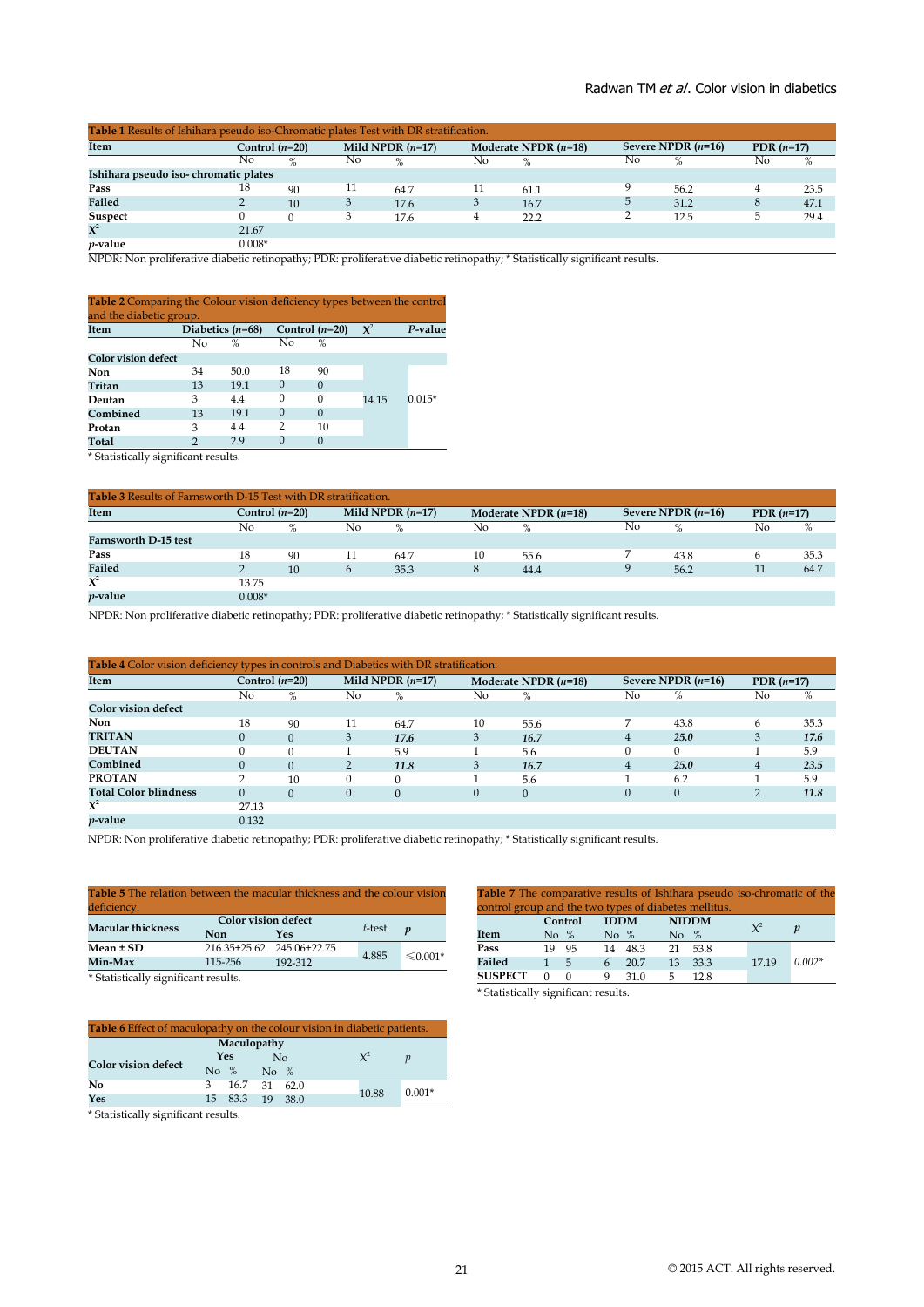**Table 1** Results of Ishihara pseudo iso-Chromatic plates Test with DR stratification.

| Item | Control (*n*=20) | | Mild NPDR (*n*=17) | | Moderate NPDR (*n*=18) | | Severe NPDR (*n*=16) | | PDR (*n*=17) | |
|---|---|---|---|---|---|---|---|---|---|---|
| | No | % | No | % | No | % | No | % | No | % |
| **Ishihara pseudo iso- chromatic plates** | | | | | | | | | | |
| **Pass** | 18 | 90 | 11 | 64.7 | 11 | 61.1 | 9 | 56.2 | 4 | 23.5 |
| **Failed** | 2 | 10 | 3 | 17.6 | 3 | 16.7 | 5 | 31.2 | 8 | 47.1 |
| **Suspect** | 0 | 0 | 3 | 17.6 | 4 | 22.2 | 2 | 12.5 | 5 | 29.4 |
| $X^2$ | 21.67 | | | | | | | | | |
| *p*-value | 0.008* | | | | | | | | | |

NPDR: Non proliferative diabetic retinopathy; PDR: proliferative diabetic retinopathy; * Statistically significant results.

**Table 2** Comparing the Colour vision deficiency types between the control and the diabetic group.

| Item | Diabetics (*n*=68) | | Control (*n*=20) | | $X^2$ | *P*-value |
|---|---|---|---|---|---|---|
| | No | % | No | % | | |
| **Color vision defect** | | | | | | |
| **Non** | 34 | 50.0 | 18 | 90 | 14.15 | 0.015* |
| **Tritan** | 13 | 19.1 | 0 | 0 | | |
| **Deutan** | 3 | 4.4 | 0 | 0 | | |
| **Combined** | 13 | 19.1 | 0 | 0 | | |
| **Protan** | 3 | 4.4 | 2 | 10 | | |
| **Total** | 2 | 2.9 | 0 | 0 | | |

* Statistically significant results.

**Table 3** Results of Farnsworth D-15 Test with DR stratification.

| Item | Control (*n*=20) | | Mild NPDR (*n*=17) | | Moderate NPDR (*n*=18) | | Severe NPDR (*n*=16) | | PDR (*n*=17) | |
|---|---|---|---|---|---|---|---|---|---|---|
| | No | % | No | % | No | % | No | % | No | % |
| **Farnsworth D-15 test** | | | | | | | | | | |
| **Pass** | 18 | 90 | 11 | 64.7 | 10 | 55.6 | 7 | 43.8 | 6 | 35.3 |
| **Failed** | 2 | 10 | 6 | 35.3 | 8 | 44.4 | 9 | 56.2 | 11 | 64.7 |
| $X^2$ | 13.75 | | | | | | | | | |
| *p*-value | 0.008* | | | | | | | | | |

NPDR: Non proliferative diabetic retinopathy; PDR: proliferative diabetic retinopathy; * Statistically significant results.

**Table 4** Color vision deficiency types in controls and Diabetics with DR stratification.

| Item | Control (*n*=20) | | Mild NPDR (*n*=17) | | Moderate NPDR (*n*=18) | | Severe NPDR (*n*=16) | | PDR (*n*=17) | |
|---|---|---|---|---|---|---|---|---|---|---|
| | No | % | No | % | No | % | No | % | No | % |
| **Color vision defect** | | | | | | | | | | |
| **Non** | 18 | 90 | 11 | 64.7 | 10 | 55.6 | 7 | 43.8 | 6 | 35.3 |
| **TRITAN** | 0 | 0 | 3 | ***17.6*** | 3 | ***16.7*** | 4 | ***25.0*** | 3 | ***17.6*** |
| **DEUTAN** | 0 | 0 | 1 | 5.9 | 1 | 5.6 | 0 | 0 | 1 | 5.9 |
| **Combined** | 0 | 0 | 2 | ***11.8*** | 3 | ***16.7*** | 4 | ***25.0*** | 4 | ***23.5*** |
| **PROTAN** | 2 | 10 | 0 | 0 | 1 | 5.6 | 1 | 6.2 | 1 | 5.9 |
| **Total Color blindness** | 0 | 0 | 0 | 0 | 0 | 0 | 0 | 0 | 2 | ***11.8*** |
| $X^2$ | 27.13 | | | | | | | | | |
| *p*-value | 0.132 | | | | | | | | | |

NPDR: Non proliferative diabetic retinopathy; PDR: proliferative diabetic retinopathy; * Statistically significant results.

**Table 5** The relation between the macular thickness and the colour vision deficiency.

| Macular thickness | Color vision defect | | *t*-test | *p* |
|---|---|---|---|---|
| | Non | Yes | | |
| **Mean ± SD** | 216.35±25.62 | 245.06±22.75 | 4.885 | ≤0.001* |
| **Min-Max** | 115-256 | 192-312 | | |

* Statistically significant results.

**Table 6** Effect of maculopathy on the colour vision in diabetic patients.

| Color vision defect | Maculopathy Yes | | No | | $X^2$ | *p* |
|---|---|---|---|---|---|---|
| | No | % | No | % | | |
| **No** | 3 | 16.7 | 31 | 62.0 | 10.88 | 0.001* |
| **Yes** | 15 | 83.3 | 19 | 38.0 | | |

* Statistically significant results.

**Table 7** The comparative results of Ishihara pseudo iso-chromatic of the control group and the two types of diabetes mellitus.

| Item | Control | | IDDM | | NIDDM | | $X^2$ | *p* |
|---|---|---|---|---|---|---|---|---|
| | No | % | No | % | No | % | | |
| **Pass** | 19 | 95 | 14 | 48.3 | 21 | 53.8 | 17.19 | *0.002** |
| **Failed** | 1 | 5 | 6 | 20.7 | 13 | 33.3 | | |
| **SUSPECT** | 0 | 0 | 9 | 31.0 | 5 | 12.8 | | |

* Statistically significant results.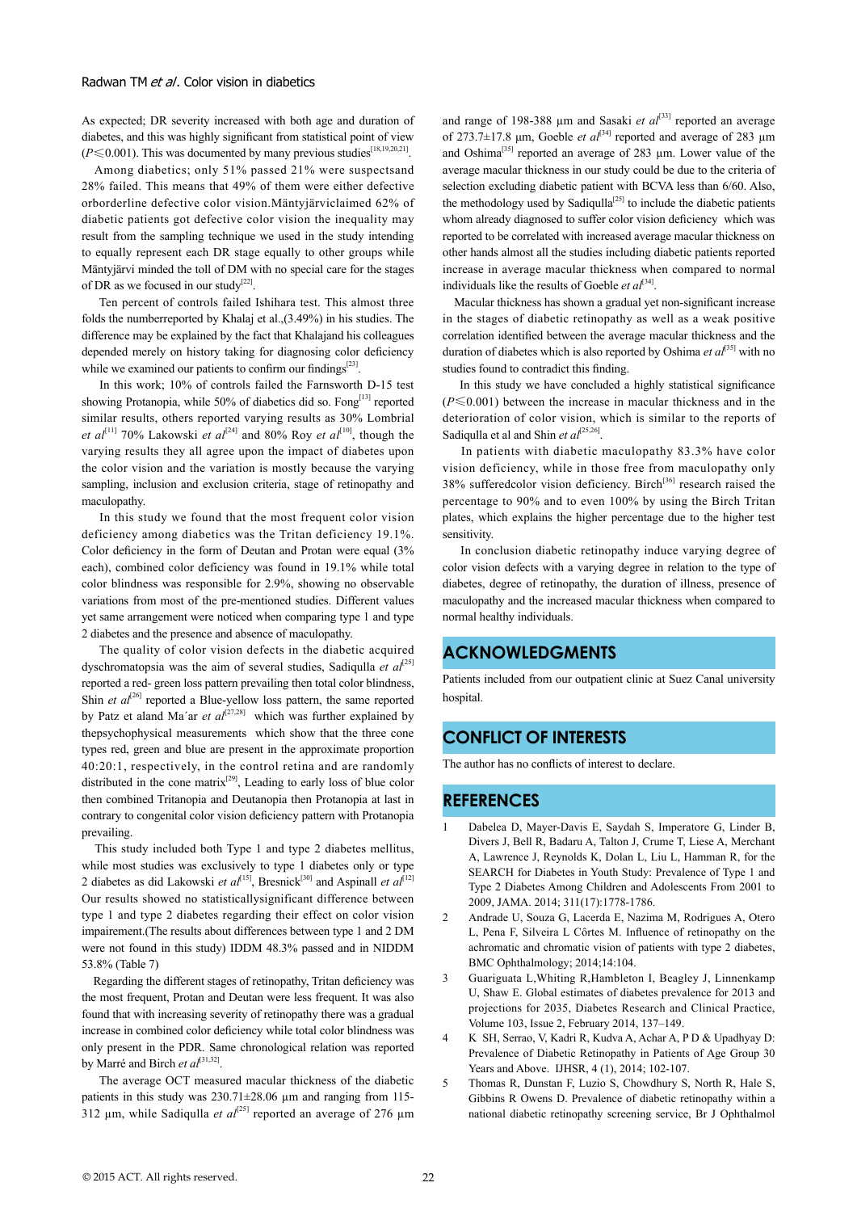As expected; DR severity increased with both age and duration of diabetes, and this was highly significant from statistical point of view ($P \leq 0.001$). This was documented by many previous studies[18,19,20,21].

Among diabetics; only 51% passed 21% were suspectsand 28% failed. This means that 49% of them were either defective orborderline defective color vision.Mäntyjärviclaimed 62% of diabetic patients got defective color vision the inequality may result from the sampling technique we used in the study intending to equally represent each DR stage equally to other groups while Mäntyjärvi minded the toll of DM with no special care for the stages of DR as we focused in our study[22].

Ten percent of controls failed Ishihara test. This almost three folds the numberreported by Khalaj et al.,(3.49%) in his studies. The difference may be explained by the fact that Khalajand his colleagues depended merely on history taking for diagnosing color deficiency while we examined our patients to confirm our findings[23].

In this work; 10% of controls failed the Farnsworth D-15 test showing Protanopia, while 50% of diabetics did so. Fong[13] reported similar results, others reported varying results as 30% Lombrial *et al*[11] 70% Lakowski *et al*[24] and 80% Roy *et al*[10], though the varying results they all agree upon the impact of diabetes upon the color vision and the variation is mostly because the varying sampling, inclusion and exclusion criteria, stage of retinopathy and maculopathy.

In this study we found that the most frequent color vision deficiency among diabetics was the Tritan deficiency 19.1%. Color deficiency in the form of Deutan and Protan were equal (3% each), combined color deficiency was found in 19.1% while total color blindness was responsible for 2.9%, showing no observable variations from most of the pre-mentioned studies. Different values yet same arrangement were noticed when comparing type 1 and type 2 diabetes and the presence and absence of maculopathy.

The quality of color vision defects in the diabetic acquired dyschromatopsia was the aim of several studies, Sadiqulla *et al*[25] reported a red- green loss pattern prevailing then total color blindness, Shin *et al*[26] reported a Blue-yellow loss pattern, the same reported by Patz et aland Ma´ar *et al*[27,28] which was further explained by thepsychophysical measurements which show that the three cone types red, green and blue are present in the approximate proportion 40:20:1, respectively, in the control retina and are randomly distributed in the cone matrix[29], Leading to early loss of blue color then combined Tritanopia and Deutanopia then Protanopia at last in contrary to congenital color vision deficiency pattern with Protanopia prevailing.

This study included both Type 1 and type 2 diabetes mellitus, while most studies was exclusively to type 1 diabetes only or type 2 diabetes as did Lakowski *et al*[15], Bresnick[30] and Aspinall *et al*[12] Our results showed no statisticallysignificant difference between type 1 and type 2 diabetes regarding their effect on color vision impairement.(The results about differences between type 1 and 2 DM were not found in this study) IDDM 48.3% passed and in NIDDM 53.8% (Table 7)

Regarding the different stages of retinopathy, Tritan deficiency was the most frequent, Protan and Deutan were less frequent. It was also found that with increasing severity of retinopathy there was a gradual increase in combined color deficiency while total color blindness was only present in the PDR. Same chronological relation was reported by Marré and Birch *et al*[31,32].

The average OCT measured macular thickness of the diabetic patients in this study was 230.71±28.06 µm and ranging from 115-312 µm, while Sadiqulla *et al*[25] reported an average of 276 µm and range of 198-388 µm and Sasaki *et al*[33] reported an average of 273.7±17.8 µm, Goeble *et al*[34] reported and average of 283 µm and Oshima[35] reported an average of 283 µm. Lower value of the average macular thickness in our study could be due to the criteria of selection excluding diabetic patient with BCVA less than 6/60. Also, the methodology used by Sadiqulla[25] to include the diabetic patients whom already diagnosed to suffer color vision deficiency which was reported to be correlated with increased average macular thickness on other hands almost all the studies including diabetic patients reported increase in average macular thickness when compared to normal individuals like the results of Goeble *et al*[34].

Macular thickness has shown a gradual yet non-significant increase in the stages of diabetic retinopathy as well as a weak positive correlation identified between the average macular thickness and the duration of diabetes which is also reported by Oshima *et al*[35] with no studies found to contradict this finding.

In this study we have concluded a highly statistical significance ($P \leq 0.001$) between the increase in macular thickness and in the deterioration of color vision, which is similar to the reports of Sadiqulla et al and Shin *et al*[25,26].

In patients with diabetic maculopathy 83.3% have color vision deficiency, while in those free from maculopathy only 38% sufferedcolor vision deficiency. Birch[36] research raised the percentage to 90% and to even 100% by using the Birch Tritan plates, which explains the higher percentage due to the higher test sensitivity.

In conclusion diabetic retinopathy induce varying degree of color vision defects with a varying degree in relation to the type of diabetes, degree of retinopathy, the duration of illness, presence of maculopathy and the increased macular thickness when compared to normal healthy individuals.

## ACKNOWLEDGMENTS

Patients included from our outpatient clinic at Suez Canal university hospital.

## CONFLICT OF INTERESTS

The author has no conflicts of interest to declare.

## REFERENCES

1. Dabelea D, Mayer-Davis E, Saydah S, Imperatore G, Linder B, Divers J, Bell R, Badaru A, Talton J, Crume T, Liese A, Merchant A, Lawrence J, Reynolds K, Dolan L, Liu L, Hamman R, for the SEARCH for Diabetes in Youth Study: Prevalence of Type 1 and Type 2 Diabetes Among Children and Adolescents From 2001 to 2009, JAMA. 2014; 311(17):1778-1786.
2. Andrade U, Souza G, Lacerda E, Nazima M, Rodrigues A, Otero L, Pena F, Silveira L Côrtes M. Influence of retinopathy on the achromatic and chromatic vision of patients with type 2 diabetes, BMC Ophthalmology; 2014;14:104.
3. Guariguata L,Whiting R,Hambleton I, Beagley J, Linnenkamp U, Shaw E. Global estimates of diabetes prevalence for 2013 and projections for 2035, Diabetes Research and Clinical Practice, Volume 103, Issue 2, February 2014, 137–149.
4. K SH, Serrao, V, Kadri R, Kudva A, Achar A, P D & Upadhyay D: Prevalence of Diabetic Retinopathy in Patients of Age Group 30 Years and Above. IJHSR, 4 (1), 2014; 102-107.
5. Thomas R, Dunstan F, Luzio S, Chowdhury S, North R, Hale S, Gibbins R Owens D. Prevalence of diabetic retinopathy within a national diabetic retinopathy screening service, Br J Ophthalmol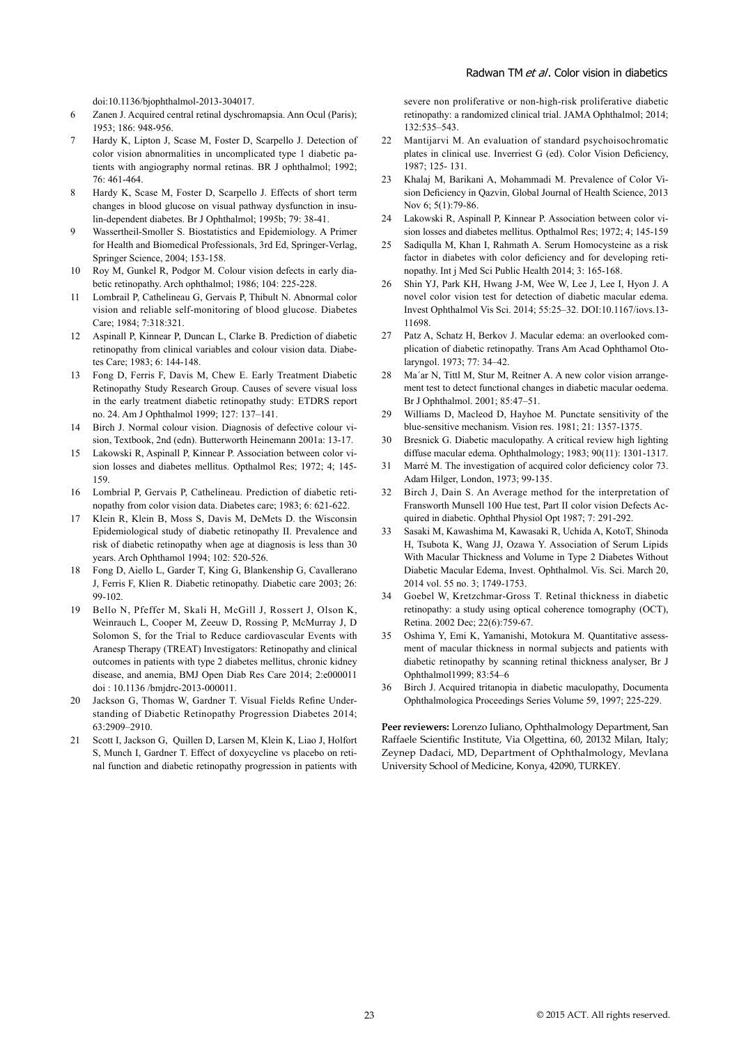doi:10.1136/bjophthalmol-2013-304017.

6 Zanen J. Acquired central retinal dyschromapsia. Ann Ocul (Paris); 1953; 186: 948-956.
7 Hardy K, Lipton J, Scase M, Foster D, Scarpello J. Detection of color vision abnormalities in uncomplicated type 1 diabetic patients with angiography normal retinas. BR J ophthalmol; 1992; 76: 461-464.
8 Hardy K, Scase M, Foster D, Scarpello J. Effects of short term changes in blood glucose on visual pathway dysfunction in insulin-dependent diabetes. Br J Ophthalmol; 1995b; 79: 38-41.
9 Wassertheil-Smoller S. Biostatistics and Epidemiology. A Primer for Health and Biomedical Professionals, 3rd Ed, Springer-Verlag, Springer Science, 2004; 153-158.
10 Roy M, Gunkel R, Podgor M. Colour vision defects in early diabetic retinopathy. Arch ophthalmol; 1986; 104: 225-228.
11 Lombrail P, Cathelineau G, Gervais P, Thibult N. Abnormal color vision and reliable self-monitoring of blood glucose. Diabetes Care; 1984; 7:318:321.
12 Aspinall P, Kinnear P, Duncan L, Clarke B. Prediction of diabetic retinopathy from clinical variables and colour vision data. Diabetes Care; 1983; 6: 144-148.
13 Fong D, Ferris F, Davis M, Chew E. Early Treatment Diabetic Retinopathy Study Research Group. Causes of severe visual loss in the early treatment diabetic retinopathy study: ETDRS report no. 24. Am J Ophthalmol 1999; 127: 137–141.
14 Birch J. Normal colour vision. Diagnosis of defective colour vision, Textbook, 2nd (edn). Butterworth Heinemann 2001a: 13-17.
15 Lakowski R, Aspinall P, Kinnear P. Association between color vision losses and diabetes mellitus. Opthalmol Res; 1972; 4; 145-159.
16 Lombrial P, Gervais P, Cathelineau. Prediction of diabetic retinopathy from color vision data. Diabetes care; 1983; 6: 621-622.
17 Klein R, Klein B, Moss S, Davis M, DeMets D. the Wisconsin Epidemiological study of diabetic retinopathy II. Prevalence and risk of diabetic retinopathy when age at diagnosis is less than 30 years. Arch Ophthamol 1994; 102: 520-526.
18 Fong D, Aiello L, Garder T, King G, Blankenship G, Cavallerano J, Ferris F, Klien R. Diabetic retinopathy. Diabetic care 2003; 26: 99-102.
19 Bello N, Pfeffer M, Skali H, McGill J, Rossert J, Olson K, Weinrauch L, Cooper M, Zeeuw D, Rossing P, McMurray J, D Solomon S, for the Trial to Reduce cardiovascular Events with Aranesp Therapy (TREAT) Investigators: Retinopathy and clinical outcomes in patients with type 2 diabetes mellitus, chronic kidney disease, and anemia, BMJ Open Diab Res Care 2014; 2:e000011 doi : 10.1136 /bmjdrc-2013-000011.
20 Jackson G, Thomas W, Gardner T. Visual Fields Refine Understanding of Diabetic Retinopathy Progression Diabetes 2014; 63:2909–2910.
21 Scott I, Jackson G, Quillen D, Larsen M, Klein K, Liao J, Holfort S, Munch I, Gardner T. Effect of doxycycline vs placebo on retinal function and diabetic retinopathy progression in patients with severe non proliferative or non-high-risk proliferative diabetic retinopathy: a randomized clinical trial. JAMA Ophthalmol; 2014; 132:535–543.
22 Mantijarvi M. An evaluation of standard psychoisochromatic plates in clinical use. Inverriest G (ed). Color Vision Deficiency, 1987; 125- 131.
23 Khalaj M, Barikani A, Mohammadi M. Prevalence of Color Vision Deficiency in Qazvin, Global Journal of Health Science, 2013 Nov 6; 5(1):79-86.
24 Lakowski R, Aspinall P, Kinnear P. Association between color vision losses and diabetes mellitus. Opthalmol Res; 1972; 4; 145-159
25 Sadiqulla M, Khan I, Rahmath A. Serum Homocysteine as a risk factor in diabetes with color deficiency and for developing retinopathy. Int j Med Sci Public Health 2014; 3: 165-168.
26 Shin YJ, Park KH, Hwang J-M, Wee W, Lee J, Lee I, Hyon J. A novel color vision test for detection of diabetic macular edema. Invest Ophthalmol Vis Sci. 2014; 55:25–32. DOI:10.1167/iovs.13-11698.
27 Patz A, Schatz H, Berkov J. Macular edema: an overlooked complication of diabetic retinopathy. Trans Am Acad Ophthamol Otolaryngol. 1973; 77: 34–42.
28 Ma´ar N, Tittl M, Stur M, Reitner A. A new color vision arrangement test to detect functional changes in diabetic macular oedema. Br J Ophthalmol. 2001; 85:47–51.
29 Williams D, Macleod D, Hayhoe M. Punctate sensitivity of the blue-sensitive mechanism. Vision res. 1981; 21: 1357-1375.
30 Bresnick G. Diabetic maculopathy. A critical review high lighting diffuse macular edema. Ophthalmology; 1983; 90(11): 1301-1317.
31 Marré M. The investigation of acquired color deficiency color 73. Adam Hilger, London, 1973; 99-135.
32 Birch J, Dain S. An Average method for the interpretation of Fransworth Munsell 100 Hue test, Part II color vision Defects Acquired in diabetic. Ophthal Physiol Opt 1987; 7: 291-292.
33 Sasaki M, Kawashima M, Kawasaki R, Uchida A, KotoT, Shinoda H, Tsubota K, Wang JJ, Ozawa Y. Association of Serum Lipids With Macular Thickness and Volume in Type 2 Diabetes Without Diabetic Macular Edema, Invest. Ophthalmol. Vis. Sci. March 20, 2014 vol. 55 no. 3; 1749-1753.
34 Goebel W, Kretzchmar-Gross T. Retinal thickness in diabetic retinopathy: a study using optical coherence tomography (OCT), Retina. 2002 Dec; 22(6):759-67.
35 Oshima Y, Emi K, Yamanishi, Motokura M. Quantitative assessment of macular thickness in normal subjects and patients with diabetic retinopathy by scanning retinal thickness analyser, Br J Ophthalmol1999; 83:54–6
36 Birch J. Acquired tritanopia in diabetic maculopathy, Documenta Ophthalmologica Proceedings Series Volume 59, 1997; 225-229.

**Peer reviewers:** Lorenzo Iuliano, Ophthalmology Department, San Raffaele Scientific Institute, Via Olgettina, 60, 20132 Milan, Italy; Zeynep Dadaci, MD, Department of Ophthalmology, Mevlana University School of Medicine, Konya, 42090, TURKEY.